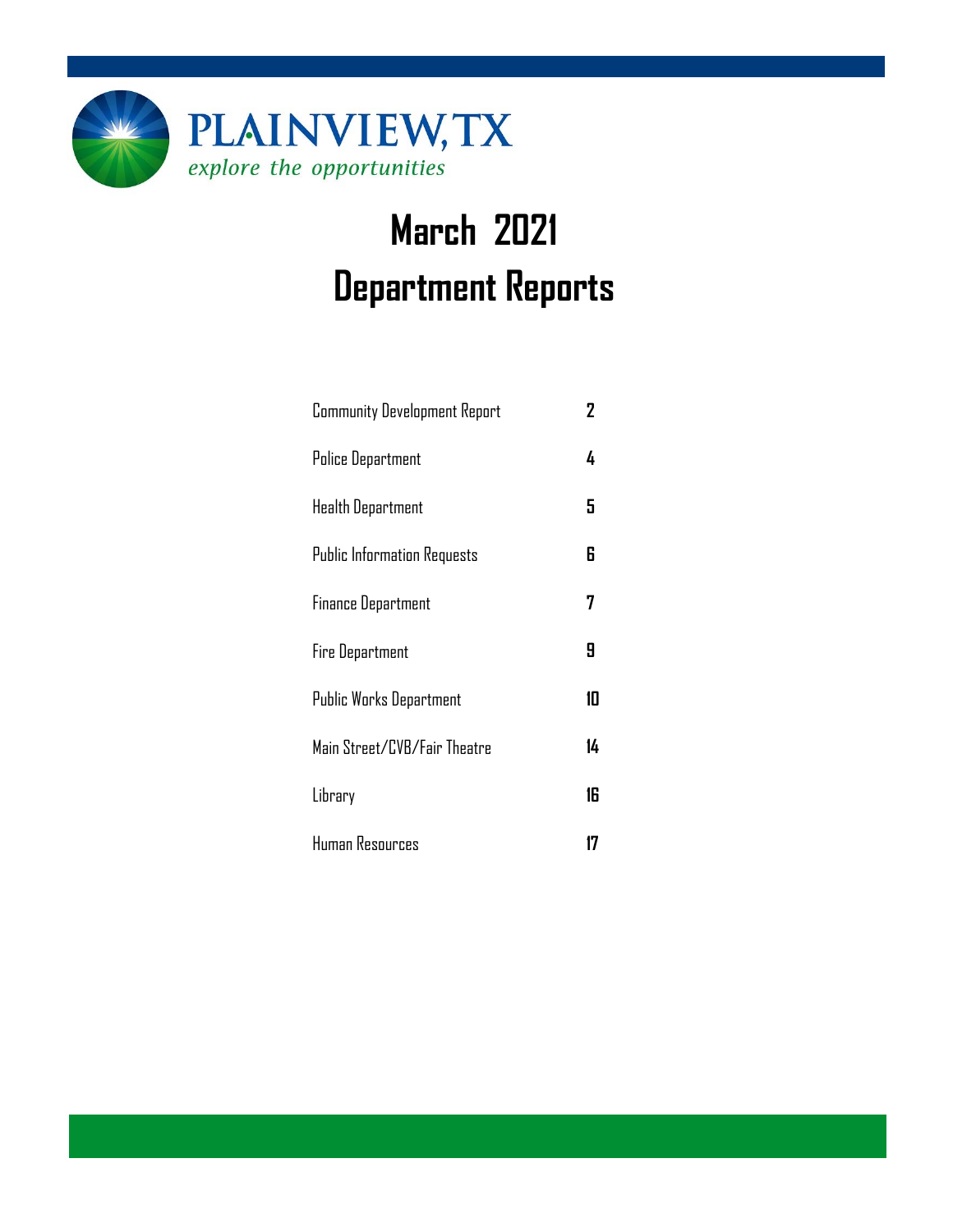PLAINVIEW, TX

*explore the opportunities*

# March 2021
# Department Reports

| | |
|---|---|
| Community Development Report | 2 |
| Police Department | 4 |
| Health Department | 5 |
| Public Information Requests | 6 |
| Finance Department | 7 |
| Fire Department | 9 |
| Public Works Department | 10 |
| Main Street/CVB/Fair Theatre | 14 |
| Library | 16 |
| Human Resources | 17 |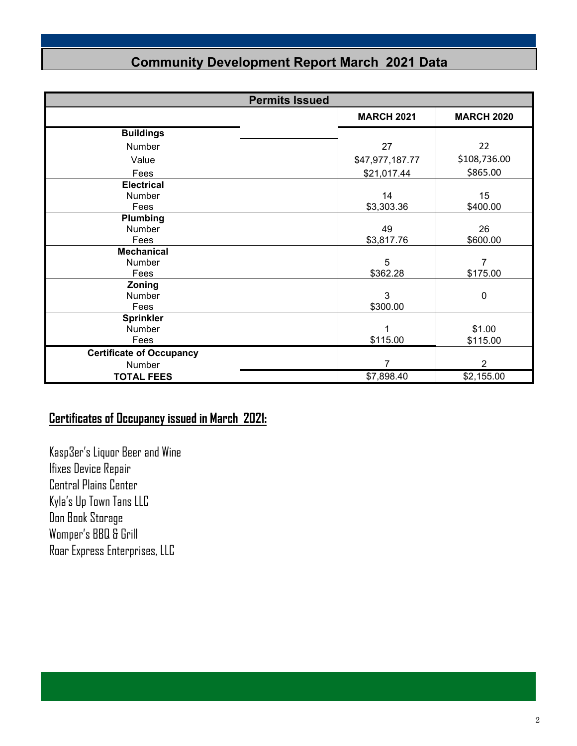# Community Development Report March 2021 Data

| Permits Issued | | MARCH 2021 | MARCH 2020 |
|---|---|---|---|
| **Buildings** | | | |
| Number | | 27 | 22 |
| Value | | $47,977,187.77 | $108,736.00 |
| Fees | | $21,017.44 | $865.00 |
| **Electrical** | | | |
| Number | | 14 | 15 |
| Fees | | $3,303.36 | $400.00 |
| **Plumbing** | | | |
| Number | | 49 | 26 |
| Fees | | $3,817.76 | $600.00 |
| **Mechanical** | | | |
| Number | | 5 | 7 |
| Fees | | $362.28 | $175.00 |
| **Zoning** | | | |
| Number | | 3 | 0 |
| Fees | | $300.00 | |
| **Sprinkler** | | | |
| Number | | 1 | $1.00 |
| Fees | | $115.00 | $115.00 |
| **Certificate of Occupancy** | | | |
| Number | | 7 | 2 |
| **TOTAL FEES** | | $7,898.40 | $2,155.00 |

## Certificates of Occupancy issued in March 2021:

Kasp3er's Liquor Beer and Wine
Ifixes Device Repair
Central Plains Center
Kyla's Up Town Tans LLC
Don Book Storage
Womper's BBQ & Grill
Roar Express Enterprises, LLC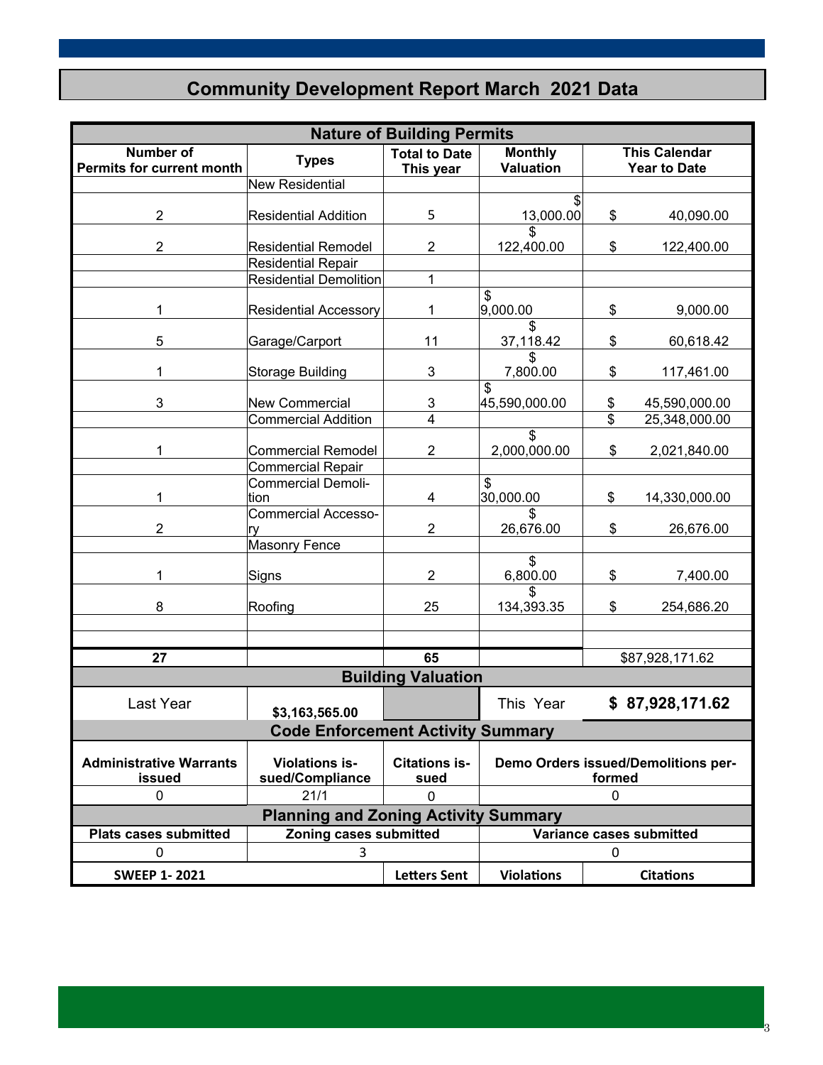# Community Development Report March 2021 Data

| Nature of Building Permits | | | | |
|---|---|---|---|---|
| Number of Permits for current month | Types | Total to Date This year | Monthly Valuation | This Calendar Year to Date |
| | New Residential | | | |
| 2 | Residential Addition | 5 | $ 13,000.00 | $ 40,090.00 |
| 2 | Residential Remodel | 2 | $ 122,400.00 | $ 122,400.00 |
| | Residential Repair | | | |
| | Residential Demolition | 1 | | |
| 1 | Residential Accessory | 1 | $ 9,000.00 | $ 9,000.00 |
| 5 | Garage/Carport | 11 | $ 37,118.42 | $ 60,618.42 |
| 1 | Storage Building | 3 | $ 7,800.00 | $ 117,461.00 |
| 3 | New Commercial | 3 | $ 45,590,000.00 | $ 45,590,000.00 |
| | Commercial Addition | 4 | | $ 25,348,000.00 |
| 1 | Commercial Remodel | 2 | $ 2,000,000.00 | $ 2,021,840.00 |
| | Commercial Repair | | | |
| 1 | Commercial Demolition | 4 | $ 30,000.00 | $ 14,330,000.00 |
| 2 | Commercial Accessory | 2 | $ 26,676.00 | $ 26,676.00 |
| | Masonry Fence | | | |
| 1 | Signs | 2 | $ 6,800.00 | $ 7,400.00 |
| 8 | Roofing | 25 | $ 134,393.35 | $ 254,686.20 |
| | | | | |
| | | | | |
| 27 | | 65 | | $87,928,171.62 |

| Building Valuation | | | | |
|---|---|---|---|---|
| Last Year | $3,163,565.00 | | This Year | $ 87,928,171.62 |

| Code Enforcement Activity Summary | | | |
|---|---|---|---|
| Administrative Warrants issued | Violations issued/Compliance | Citations issued | Demo Orders issued/Demolitions performed |
| 0 | 21/1 | 0 | 0 |

| Planning and Zoning Activity Summary | | |
|---|---|---|
| Plats cases submitted | Zoning cases submitted | Variance cases submitted |
| 0 | 3 | 0 |

| SWEEP 1- 2021 | Letters Sent | Violations | Citations |
|---|---|---|---|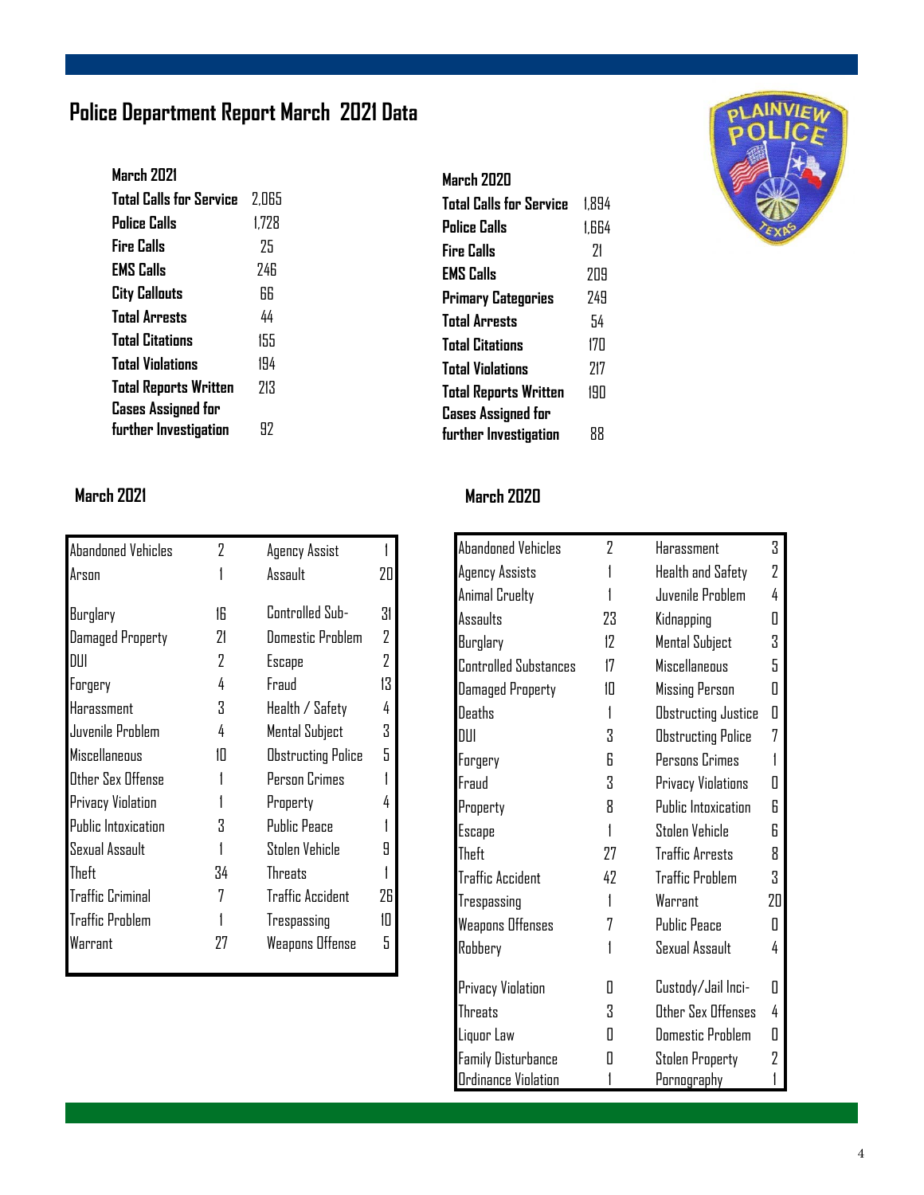# Police Department Report March 2021 Data

| March 2021 | |
|---|---|
| Total Calls for Service | 2,065 |
| Police Calls | 1,728 |
| Fire Calls | 25 |
| EMS Calls | 246 |
| City Callouts | 66 |
| Total Arrests | 44 |
| Total Citations | 155 |
| Total Violations | 194 |
| Total Reports Written | 213 |
| Cases Assigned for further Investigation | 92 |

| March 2020 | |
|---|---|
| Total Calls for Service | 1,894 |
| Police Calls | 1,664 |
| Fire Calls | 21 |
| EMS Calls | 209 |
| Primary Categories | 249 |
| Total Arrests | 54 |
| Total Citations | 170 |
| Total Violations | 217 |
| Total Reports Written | 190 |
| Cases Assigned for further Investigation | 88 |

## March 2021

| Category | Count | Category | Count |
|---|---|---|---|
| Abandoned Vehicles | 2 | Agency Assist | 1 |
| Arson | 1 | Assault | 20 |
| Burglary | 16 | Controlled Sub- | 31 |
| Damaged Property | 21 | Domestic Problem | 2 |
| DUI | 2 | Escape | 2 |
| Forgery | 4 | Fraud | 13 |
| Harassment | 3 | Health / Safety | 4 |
| Juvenile Problem | 4 | Mental Subject | 3 |
| Miscellaneous | 10 | Obstructing Police | 5 |
| Other Sex Offense | 1 | Person Crimes | 1 |
| Privacy Violation | 1 | Property | 4 |
| Public Intoxication | 3 | Public Peace | 1 |
| Sexual Assault | 1 | Stolen Vehicle | 9 |
| Theft | 34 | Threats | 1 |
| Traffic Criminal | 7 | Traffic Accident | 26 |
| Traffic Problem | 1 | Trespassing | 10 |
| Warrant | 27 | Weapons Offense | 5 |

## March 2020

| Category | Count | Category | Count |
|---|---|---|---|
| Abandoned Vehicles | 2 | Harassment | 3 |
| Agency Assists | 1 | Health and Safety | 2 |
| Animal Cruelty | 1 | Juvenile Problem | 4 |
| Assaults | 23 | Kidnapping | 0 |
| Burglary | 12 | Mental Subject | 3 |
| Controlled Substances | 17 | Miscellaneous | 5 |
| Damaged Property | 10 | Missing Person | 0 |
| Deaths | 1 | Obstructing Justice | 0 |
| DUI | 3 | Obstructing Police | 7 |
| Forgery | 6 | Persons Crimes | 1 |
| Fraud | 3 | Privacy Violations | 0 |
| Property | 8 | Public Intoxication | 6 |
| Escape | 1 | Stolen Vehicle | 6 |
| Theft | 27 | Traffic Arrests | 8 |
| Traffic Accident | 42 | Traffic Problem | 3 |
| Trespassing | 1 | Warrant | 20 |
| Weapons Offenses | 7 | Public Peace | 0 |
| Robbery | 1 | Sexual Assault | 4 |
| Privacy Violation | 0 | Custody/Jail Inci- | 0 |
| Threats | 3 | Other Sex Offenses | 4 |
| Liquor Law | 0 | Domestic Problem | 0 |
| Family Disturbance | 0 | Stolen Property | 2 |
| Ordinance Violation | 1 | Pornography | 1 |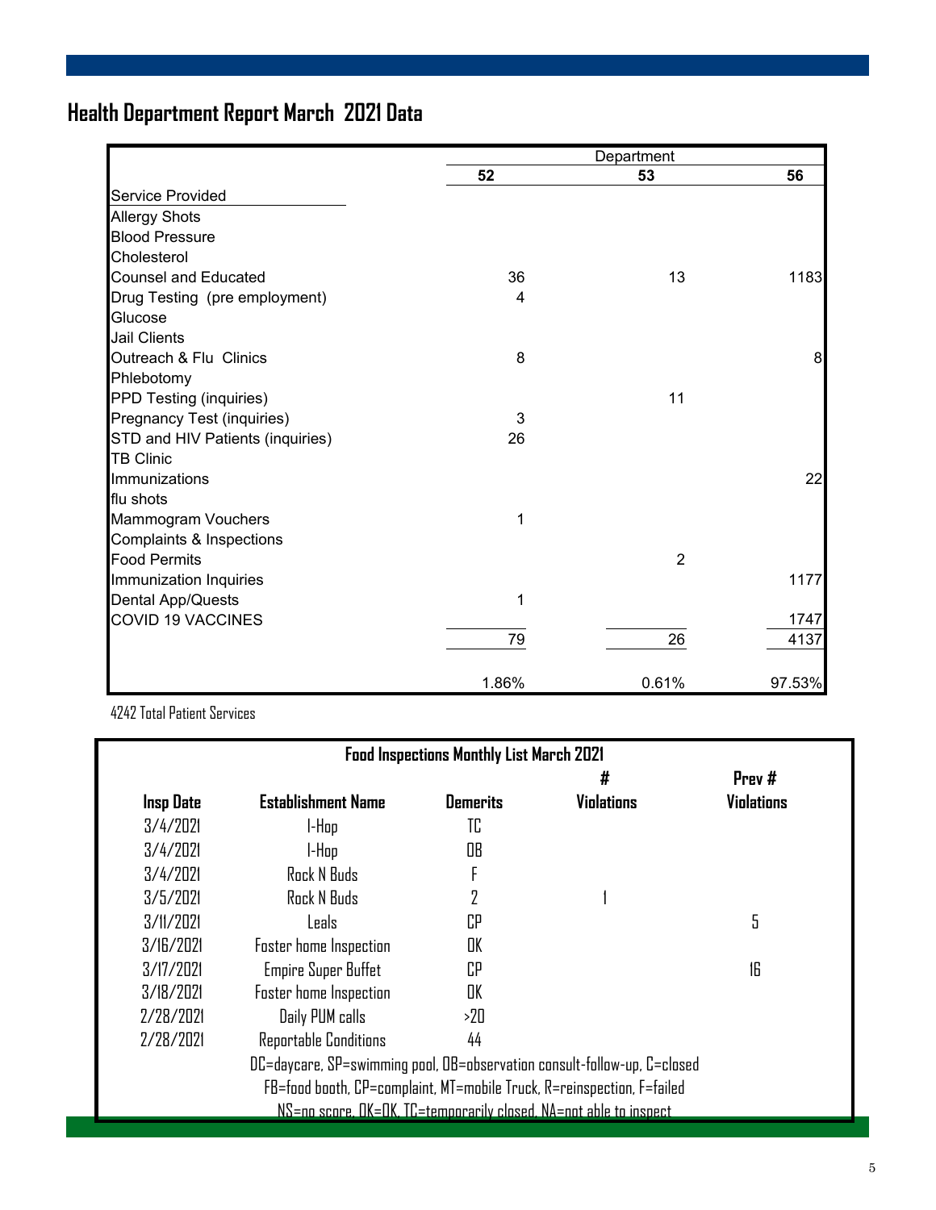# Health Department Report March 2021 Data

| | Department | | |
|---|---|---|---|
| | 52 | 53 | 56 |
| Service Provided | | | |
| Allergy Shots | | | |
| Blood Pressure | | | |
| Cholesterol | | | |
| Counsel and Educated | 36 | 13 | 1183 |
| Drug Testing (pre employment) | 4 | | |
| Glucose | | | |
| Jail Clients | | | |
| Outreach & Flu Clinics | 8 | | 8 |
| Phlebotomy | | | |
| PPD Testing (inquiries) | | 11 | |
| Pregnancy Test (inquiries) | 3 | | |
| STD and HIV Patients (inquiries) | 26 | | |
| TB Clinic | | | |
| Immunizations | | | 22 |
| flu shots | | | |
| Mammogram Vouchers | 1 | | |
| Complaints & Inspections | | | |
| Food Permits | | 2 | |
| Immunization Inquiries | | | 1177 |
| Dental App/Quests | 1 | | |
| COVID 19 VACCINES | | | 1747 |
| | 79 | 26 | 4137 |
| | 1.86% | 0.61% | 97.53% |

4242 Total Patient Services

**Food Inspections Monthly List March 2021**

| Insp Date | Establishment Name | Demerits | # Violations | Prev # Violations |
|---|---|---|---|---|
| 3/4/2021 | I-Hop | TC | | |
| 3/4/2021 | I-Hop | OB | | |
| 3/4/2021 | Rock N Buds | F | | |
| 3/5/2021 | Rock N Buds | 2 | 1 | |
| 3/11/2021 | Leals | CP | | 5 |
| 3/16/2021 | Foster home Inspection | OK | | |
| 3/17/2021 | Empire Super Buffet | CP | | 16 |
| 3/18/2021 | Foster home Inspection | OK | | |
| 2/28/2021 | Daily PUM calls | >20 | | |
| 2/28/2021 | Reportable Conditions | 44 | | |

DC=daycare, SP=swimming pool, OB=observation consult-follow-up, C=closed
FB=food booth, CP=complaint, MT=mobile Truck, R=reinspection, F=failed
NS=no score, OK=OK, TC=temporarily closed, NA=not able to inspect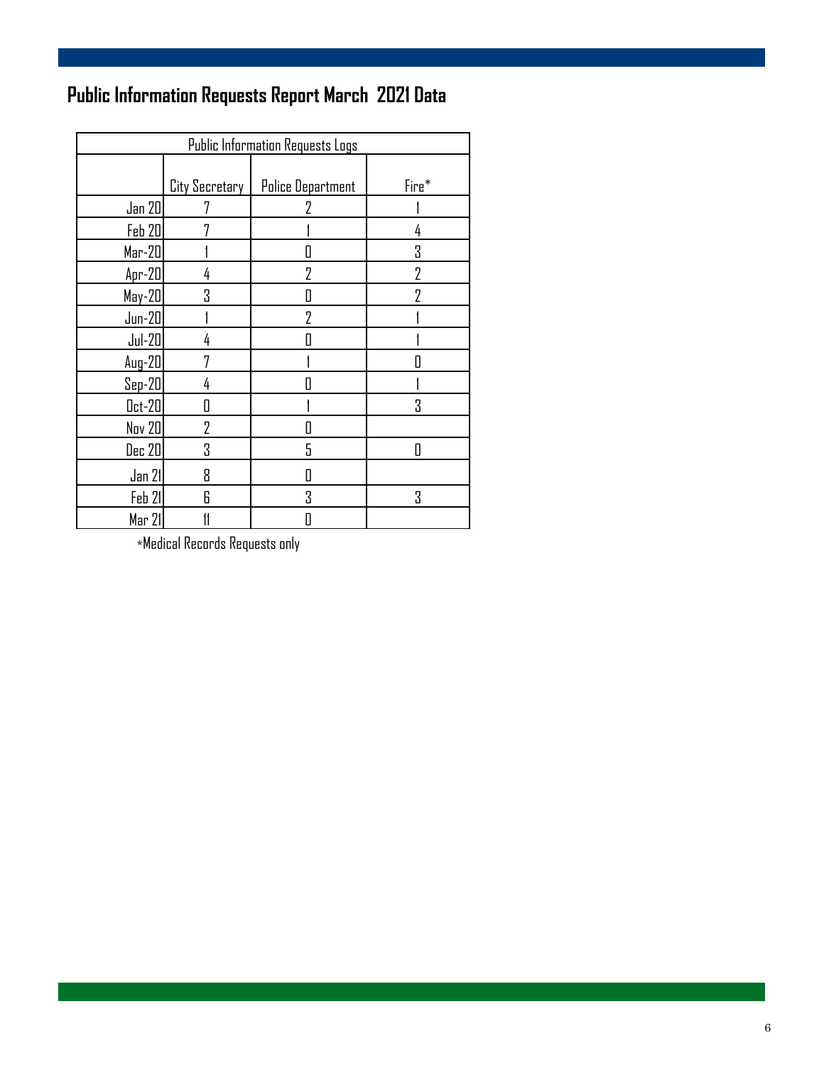## Public Information Requests Report March 2021 Data

| Public Information Requests Logs | | | |
|---|---|---|---|
| | City Secretary | Police Department | Fire* |
| Jan 20 | 7 | 2 | 1 |
| Feb 20 | 7 | 1 | 4 |
| Mar-20 | 1 | 0 | 3 |
| Apr-20 | 4 | 2 | 2 |
| May-20 | 3 | 0 | 2 |
| Jun-20 | 1 | 2 | 1 |
| Jul-20 | 4 | 0 | 1 |
| Aug-20 | 7 | 1 | 0 |
| Sep-20 | 4 | 0 | 1 |
| Oct-20 | 0 | 1 | 3 |
| Nov 20 | 2 | 0 | |
| Dec 20 | 3 | 5 | 0 |
| Jan 21 | 8 | 0 | |
| Feb 21 | 6 | 3 | 3 |
| Mar 21 | 11 | 0 | |

*Medical Records Requests only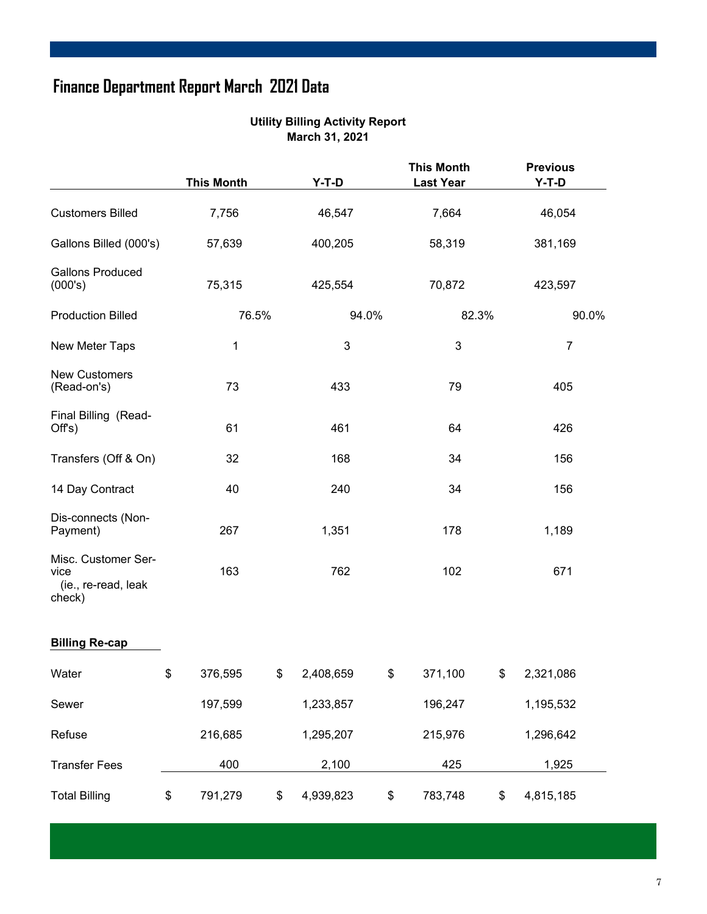# Finance Department Report March 2021 Data

**Utility Billing Activity Report**
**March 31, 2021**

| | This Month | Y-T-D | This Month Last Year | Previous Y-T-D |
|---|---|---|---|---|
| Customers Billed | 7,756 | 46,547 | 7,664 | 46,054 |
| Gallons Billed (000's) | 57,639 | 400,205 | 58,319 | 381,169 |
| Gallons Produced (000's) | 75,315 | 425,554 | 70,872 | 423,597 |
| Production Billed | 76.5% | 94.0% | 82.3% | 90.0% |
| New Meter Taps | 1 | 3 | 3 | 7 |
| New Customers (Read-on's) | 73 | 433 | 79 | 405 |
| Final Billing (Read-Off's) | 61 | 461 | 64 | 426 |
| Transfers (Off & On) | 32 | 168 | 34 | 156 |
| 14 Day Contract | 40 | 240 | 34 | 156 |
| Dis-connects (Non-Payment) | 267 | 1,351 | 178 | 1,189 |
| Misc. Customer Service (ie., re-read, leak check) | 163 | 762 | 102 | 671 |
| **Billing Re-cap** | | | | |
| Water | $ 376,595 | $ 2,408,659 | $ 371,100 | $ 2,321,086 |
| Sewer | 197,599 | 1,233,857 | 196,247 | 1,195,532 |
| Refuse | 216,685 | 1,295,207 | 215,976 | 1,296,642 |
| Transfer Fees | 400 | 2,100 | 425 | 1,925 |
| Total Billing | $ 791,279 | $ 4,939,823 | $ 783,748 | $ 4,815,185 |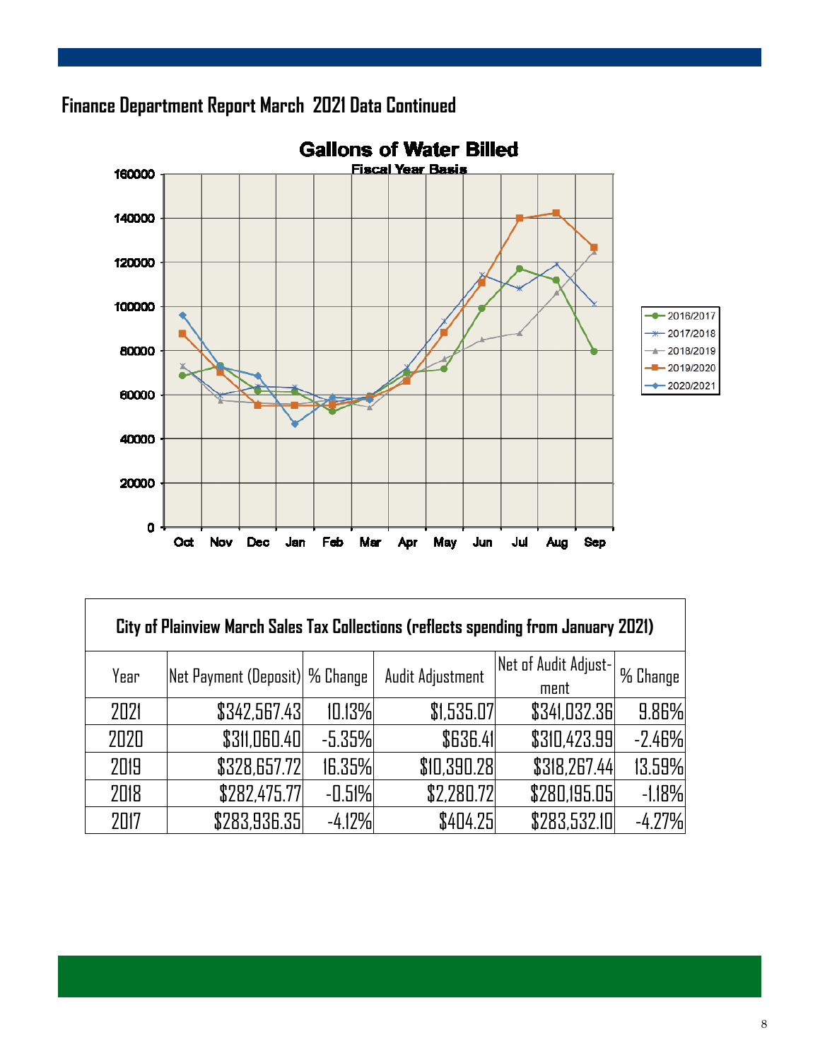## Finance Department Report March 2021 Data Continued

**Gallons of Water Billed**

Fiscal Year Basis

| City of Plainview March Sales Tax Collections (reflects spending from January 2021) | | | | | |
|---|---|---|---|---|---|
| Year | Net Payment (Deposit) | % Change | Audit Adjustment | Net of Audit Adjust-ment | % Change |
| 2021 | $342,567.43 | 10.13% | $1,535.07 | $341,032.36 | 9.86% |
| 2020 | $311,060.40 | -5.35% | $636.41 | $310,423.99 | -2.46% |
| 2019 | $328,657.72 | 16.35% | $10,390.28 | $318,267.44 | 13.59% |
| 2018 | $282,475.77 | -0.51% | $2,280.72 | $280,195.05 | -1.18% |
| 2017 | $283,936.35 | -4.12% | $404.25 | $283,532.10 | -4.27% |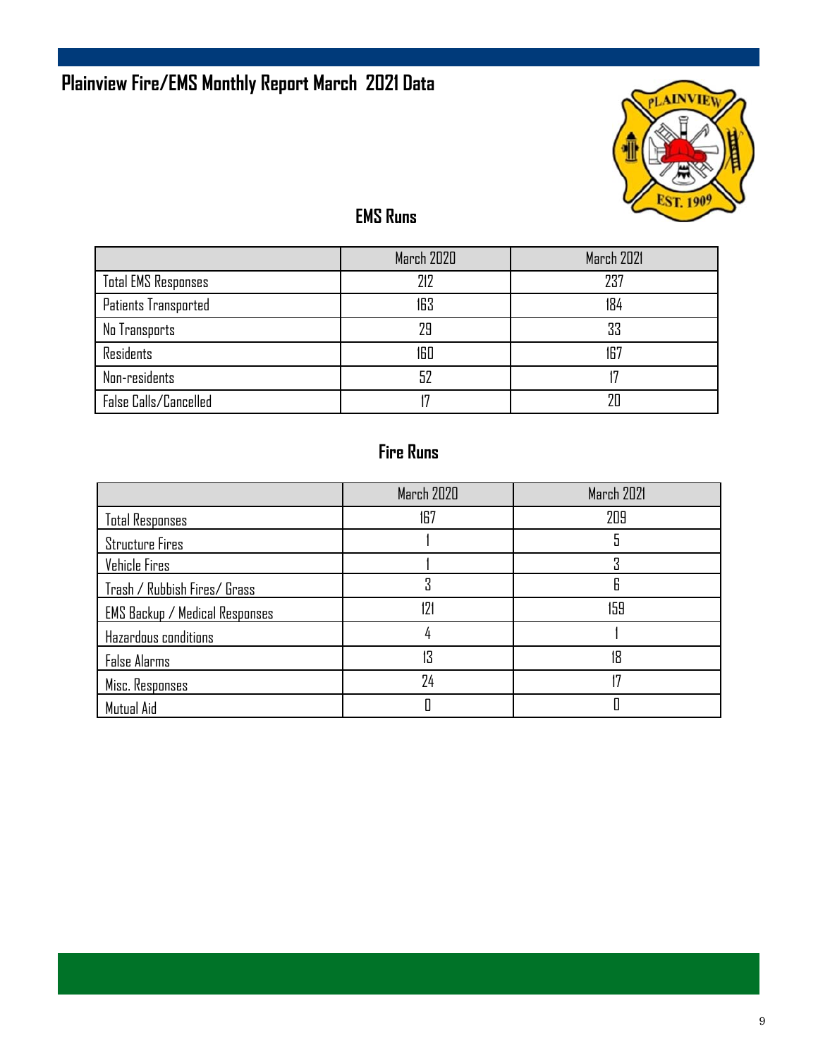# Plainview Fire/EMS Monthly Report March 2021 Data

## EMS Runs

| | March 2020 | March 2021 |
|---|---|---|
| Total EMS Responses | 212 | 237 |
| Patients Transported | 163 | 184 |
| No Transports | 29 | 33 |
| Residents | 160 | 167 |
| Non-residents | 52 | 17 |
| False Calls/Cancelled | 17 | 20 |

## Fire Runs

| | March 2020 | March 2021 |
|---|---|---|
| Total Responses | 167 | 209 |
| Structure Fires | 1 | 5 |
| Vehicle Fires | 1 | 3 |
| Trash / Rubbish Fires/ Grass | 3 | 6 |
| EMS Backup / Medical Responses | 121 | 159 |
| Hazardous conditions | 4 | 1 |
| False Alarms | 13 | 18 |
| Misc. Responses | 24 | 17 |
| Mutual Aid | 0 | 0 |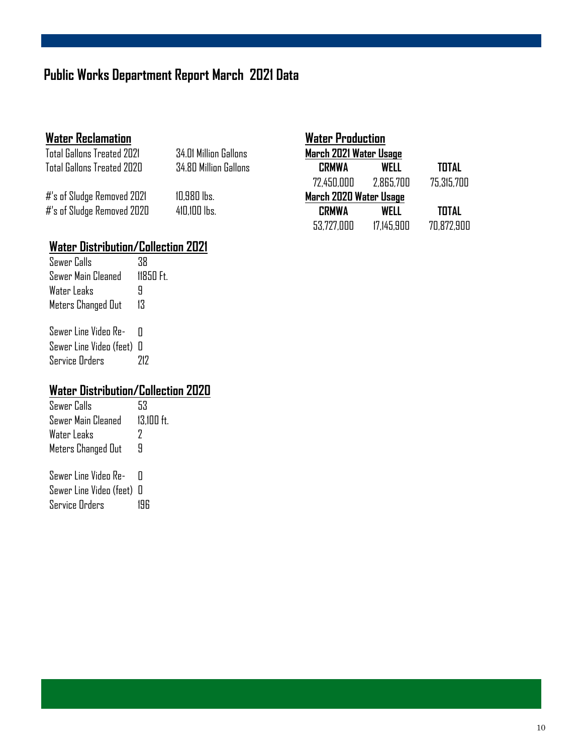# Public Works Department Report March 2021 Data

## Water Reclamation

| | |
|---|---|
| Total Gallons Treated 2021 | 34.01 Million Gallons |
| Total Gallons Treated 2020 | 34.80 Million Gallons |
| #'s of Sludge Removed 2021 | 10,980 lbs. |
| #'s of Sludge Removed 2020 | 410,100 lbs. |

## Water Production

**March 2021 Water Usage**

| CRMWA | WELL | TOTAL |
|---|---|---|
| 72,450,000 | 2,865,700 | 75,315,700 |

**March 2020 Water Usage**

| CRMWA | WELL | TOTAL |
|---|---|---|
| 53,727,000 | 17,145,900 | 70,872,900 |

## Water Distribution/Collection 2021

| | |
|---|---|
| Sewer Calls | 38 |
| Sewer Main Cleaned | 11850 Ft. |
| Water Leaks | 9 |
| Meters Changed Out | 13 |
| Sewer Line Video Re- | 0 |
| Sewer Line Video (feet) | 0 |
| Service Orders | 212 |

## Water Distribution/Collection 2020

| | |
|---|---|
| Sewer Calls | 53 |
| Sewer Main Cleaned | 13,100 ft. |
| Water Leaks | 2 |
| Meters Changed Out | 9 |
| Sewer Line Video Re- | 0 |
| Sewer Line Video (feet) | 0 |
| Service Orders | 196 |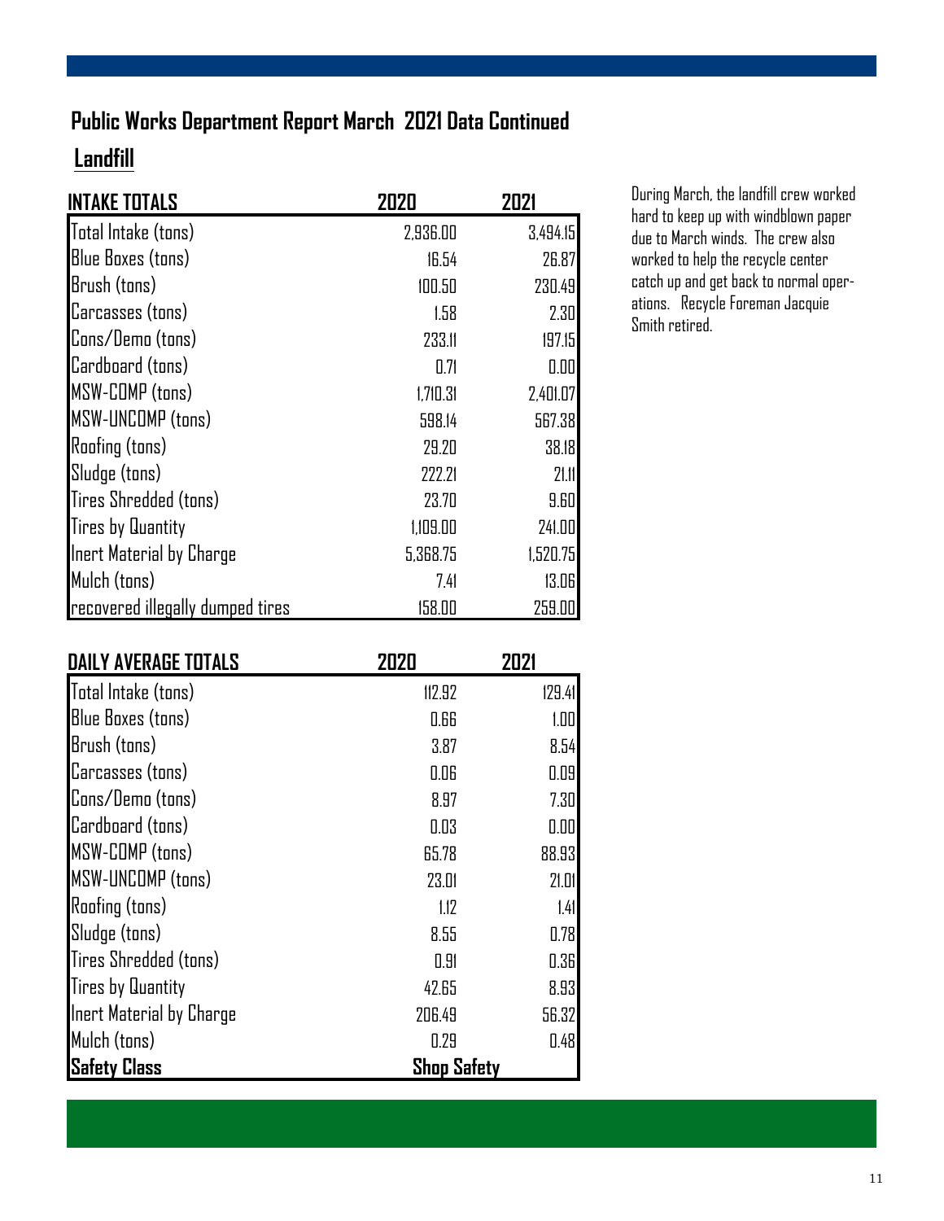# Public Works Department Report March 2021 Data Continued

## Landfill

| INTAKE TOTALS | 2020 | 2021 |
|---|---|---|
| Total Intake (tons) | 2,936.00 | 3,494.15 |
| Blue Boxes (tons) | 16.54 | 26.87 |
| Brush (tons) | 100.50 | 230.49 |
| Carcasses (tons) | 1.58 | 2.30 |
| Cons/Demo (tons) | 233.11 | 197.15 |
| Cardboard (tons) | 0.71 | 0.00 |
| MSW-COMP (tons) | 1,710.31 | 2,401.07 |
| MSW-UNCOMP (tons) | 598.14 | 567.38 |
| Roofing (tons) | 29.20 | 38.18 |
| Sludge (tons) | 222.21 | 21.11 |
| Tires Shredded (tons) | 23.70 | 9.60 |
| Tires by Quantity | 1,109.00 | 241.00 |
| Inert Material by Charge | 5,368.75 | 1,520.75 |
| Mulch (tons) | 7.41 | 13.06 |
| recovered illegally dumped tires | 158.00 | 259.00 |

During March, the landfill crew worked hard to keep up with windblown paper due to March winds. The crew also worked to help the recycle center catch up and get back to normal operations. Recycle Foreman Jacquie Smith retired.

| DAILY AVERAGE TOTALS | 2020 | 2021 |
|---|---|---|
| Total Intake (tons) | 112.92 | 129.41 |
| Blue Boxes (tons) | 0.66 | 1.00 |
| Brush (tons) | 3.87 | 8.54 |
| Carcasses (tons) | 0.06 | 0.09 |
| Cons/Demo (tons) | 8.97 | 7.30 |
| Cardboard (tons) | 0.03 | 0.00 |
| MSW-COMP (tons) | 65.78 | 88.93 |
| MSW-UNCOMP (tons) | 23.01 | 21.01 |
| Roofing (tons) | 1.12 | 1.41 |
| Sludge (tons) | 8.55 | 0.78 |
| Tires Shredded (tons) | 0.91 | 0.36 |
| Tires by Quantity | 42.65 | 8.93 |
| Inert Material by Charge | 206.49 | 56.32 |
| Mulch (tons) | 0.29 | 0.48 |
| **Safety Class** | **Shop Safety** | |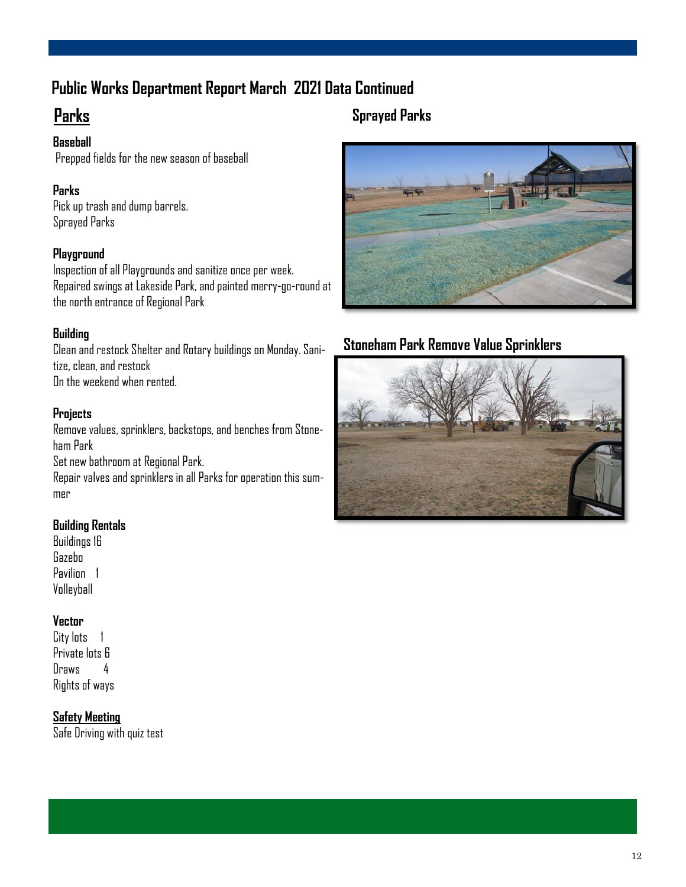# Public Works Department Report March 2021 Data Continued

## Parks

**Baseball**

Prepped fields for the new season of baseball

**Parks**

Pick up trash and dump barrels.
Sprayed Parks

**Playground**

Inspection of all Playgrounds and sanitize once per week.
Repaired swings at Lakeside Park, and painted merry-go-round at the north entrance of Regional Park

**Building**

Clean and restock Shelter and Rotary buildings on Monday. Sanitize, clean, and restock
On the weekend when rented.

**Projects**

Remove values, sprinklers, backstops, and benches from Stoneham Park
Set new bathroom at Regional Park.
Repair valves and sprinklers in all Parks for operation this summer

**Building Rentals**

Buildings 16
Gazebo
Pavilion 1
Volleyball

**Vector**

City lots 1
Private lots 6
Draws 4
Rights of ways

**Safety Meeting**

Safe Driving with quiz test

## Sprayed Parks

## Stoneham Park Remove Value Sprinklers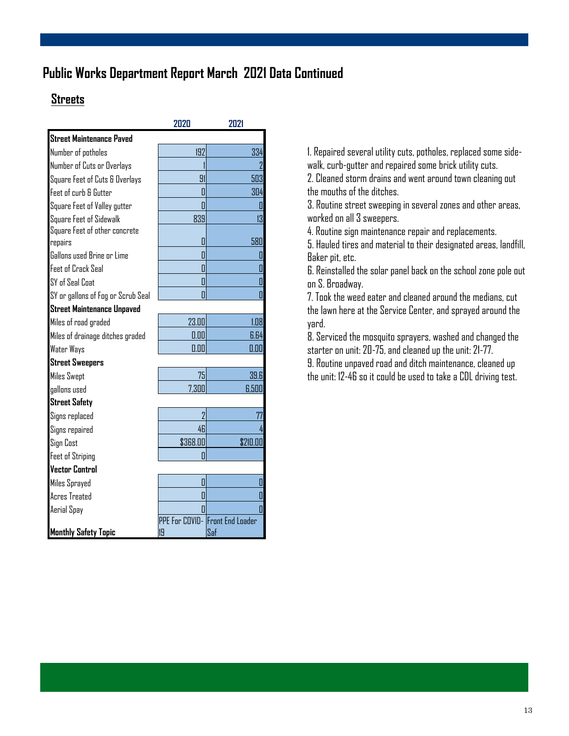# Public Works Department Report March 2021 Data Continued

## Streets

| | 2020 | 2021 |
|---|---|---|
| **Street Maintenance Paved** | | |
| Number of potholes | 192 | 334 |
| Number of Cuts or Overlays | 1 | 2 |
| Square Feet of Cuts & Overlays | 91 | 503 |
| Feet of curb & Gutter | 0 | 304 |
| Square Feet of Valley gutter | 0 | 0 |
| Square Feet of Sidewalk | 839 | 13 |
| Square Feet of other concrete repairs | 0 | 580 |
| Gallons used Brine or Lime | 0 | 0 |
| Feet of Crack Seal | 0 | 0 |
| SY of Seal Coat | 0 | 0 |
| SY or gallons of Fog or Scrub Seal | 0 | 0 |
| **Street Maintenance Unpaved** | | |
| Miles of road graded | 23.00 | 1.08 |
| Miles of drainage ditches graded | 0.00 | 6.64 |
| Water Ways | 0.00 | 0.00 |
| **Street Sweepers** | | |
| Miles Swept | 75 | 39.6 |
| gallons used | 7,300 | 6,500 |
| **Street Safety** | | |
| Signs replaced | 2 | 77 |
| Signs repaired | 46 | 4 |
| Sign Cost | $368.00 | $210.00 |
| Feet of Striping | 0 | |
| **Vector Control** | | |
| Miles Sprayed | 0 | 0 |
| Acres Treated | 0 | 0 |
| Aerial Spay | 0 | 0 |
| **Monthly Safety Topic** | PPE For COVID-19 | Front End Loader Saf |

1. Repaired several utility cuts, potholes, replaced some sidewalk, curb-gutter and repaired some brick utility cuts.
2. Cleaned storm drains and went around town cleaning out the mouths of the ditches.
3. Routine street sweeping in several zones and other areas, worked on all 3 sweepers.
4. Routine sign maintenance repair and replacements.
5. Hauled tires and material to their designated areas, landfill, Baker pit, etc.
6. Reinstalled the solar panel back on the school zone pole out on S. Broadway.
7. Took the weed eater and cleaned around the medians, cut the lawn here at the Service Center, and sprayed around the yard.
8. Serviced the mosquito sprayers, washed and changed the starter on unit: 20-75, and cleaned up the unit: 21-77.
9. Routine unpaved road and ditch maintenance, cleaned up the unit: 12-46 so it could be used to take a CDL driving test.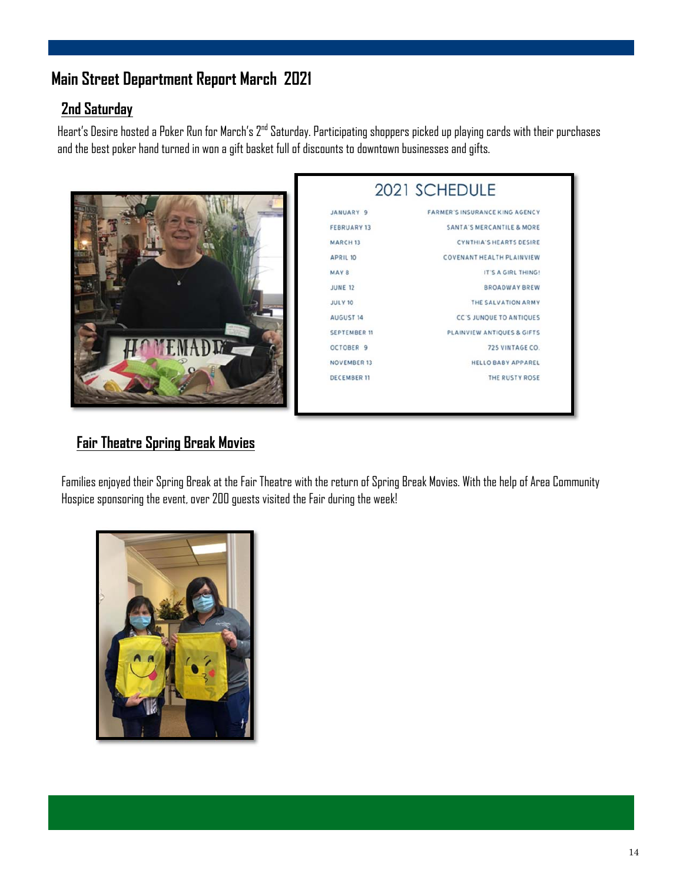# Main Street Department Report March 2021

## 2nd Saturday

Heart's Desire hosted a Poker Run for March's 2nd Saturday. Participating shoppers picked up playing cards with their purchases and the best poker hand turned in won a gift basket full of discounts to downtown businesses and gifts.

**2021 SCHEDULE**

| | |
|---|---|
| JANUARY 9 | FARMER'S INSURANCE KING AGENCY |
| FEBRUARY 13 | SANTA'S MERCANTILE & MORE |
| MARCH 13 | CYNTHIA'S HEARTS DESIRE |
| APRIL 10 | COVENANT HEALTH PLAINVIEW |
| MAY 8 | IT'S A GIRL THING! |
| JUNE 12 | BROADWAY BREW |
| JULY 10 | THE SALVATION ARMY |
| AUGUST 14 | CC'S JUNQUE TO ANTIQUES |
| SEPTEMBER 11 | PLAINVIEW ANTIQUES & GIFTS |
| OCTOBER 9 | 725 VINTAGE CO. |
| NOVEMBER 13 | HELLO BABY APPAREL |
| DECEMBER 11 | THE RUSTY ROSE |

## Fair Theatre Spring Break Movies

Families enjoyed their Spring Break at the Fair Theatre with the return of Spring Break Movies. With the help of Area Community Hospice sponsoring the event, over 200 guests visited the Fair during the week!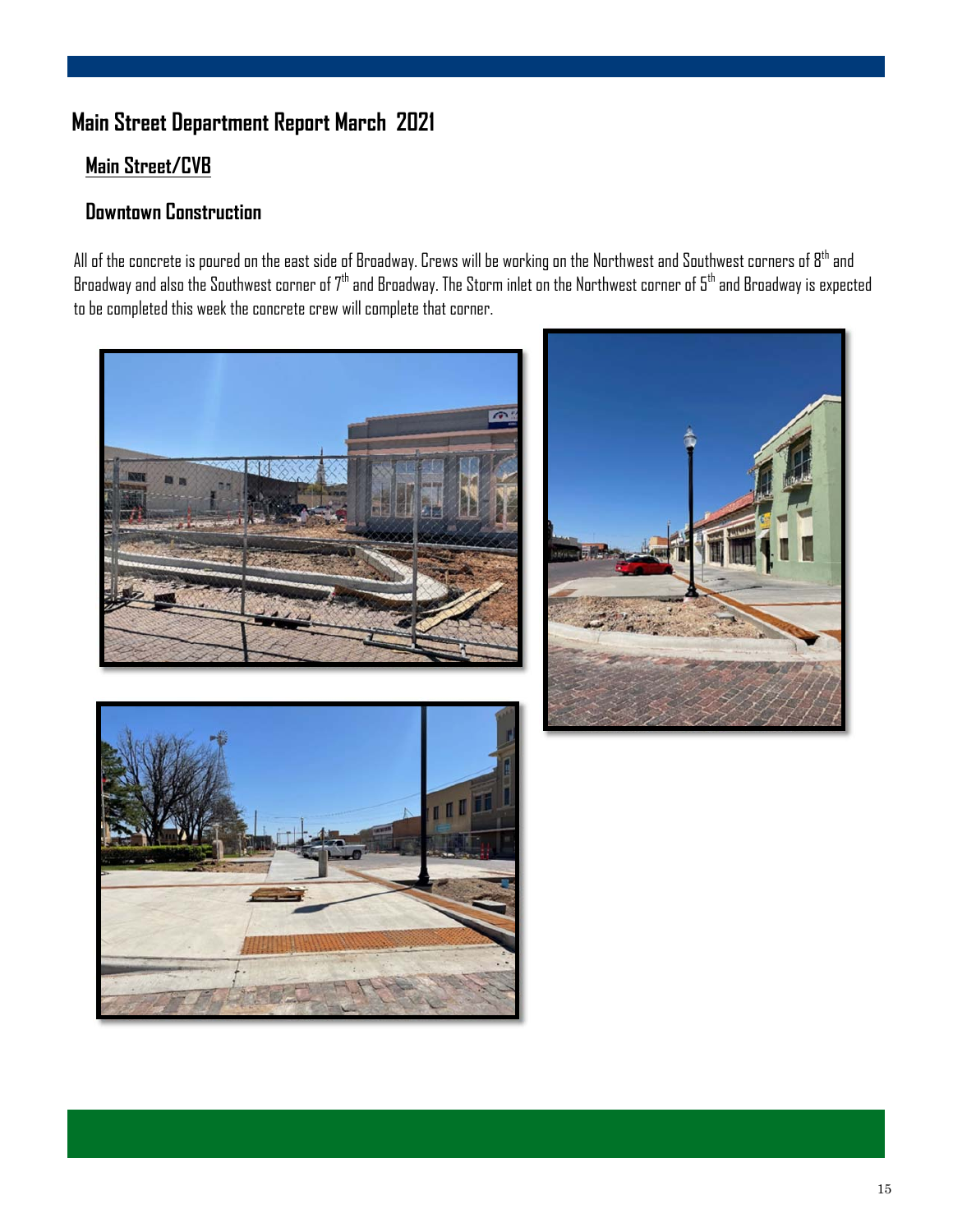# Main Street Department Report March 2021

## Main Street/CVB

### Downtown Construction

All of the concrete is poured on the east side of Broadway. Crews will be working on the Northwest and Southwest corners of 8th and Broadway and also the Southwest corner of 7th and Broadway. The Storm inlet on the Northwest corner of 5th and Broadway is expected to be completed this week the concrete crew will complete that corner.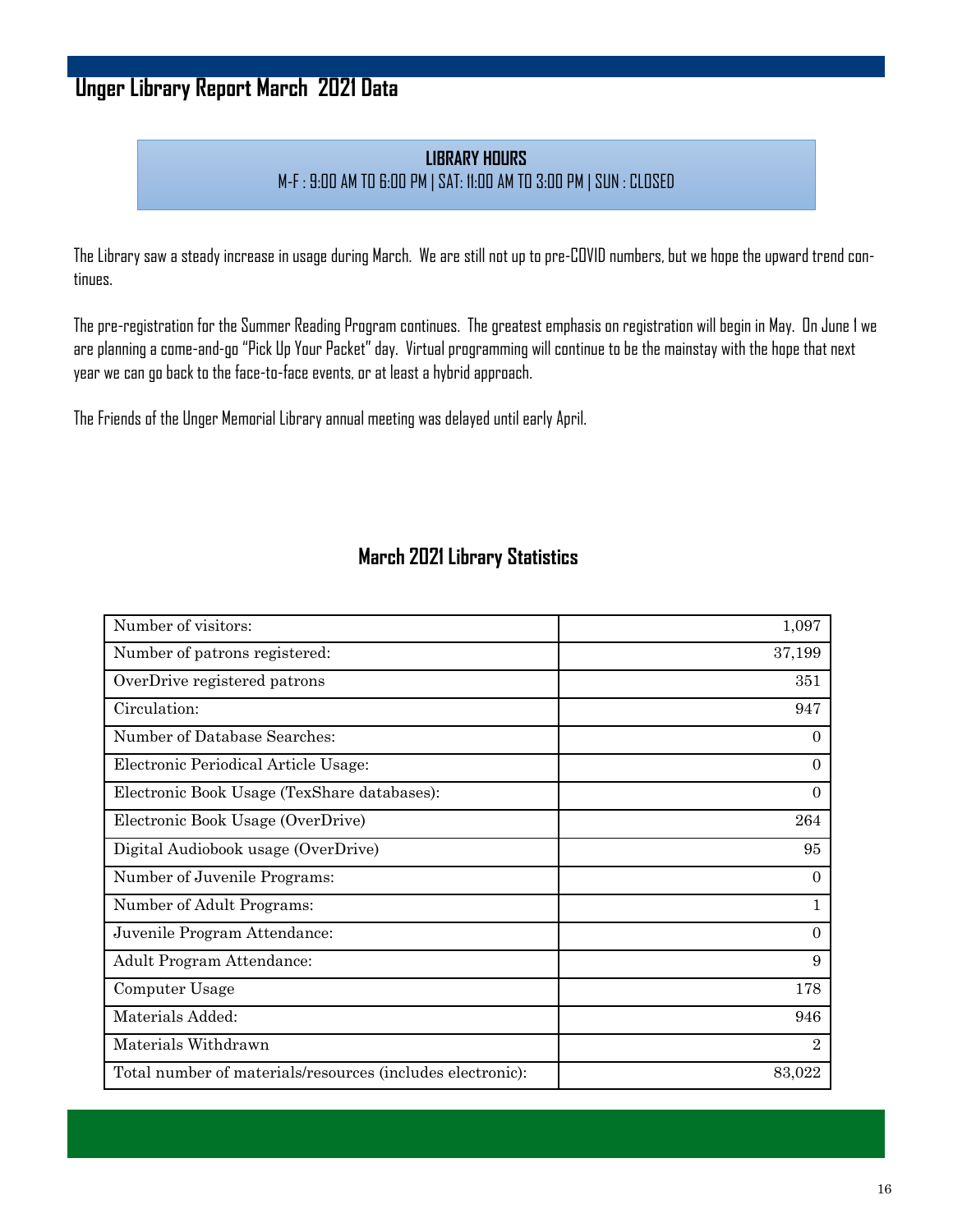# Unger Library Report March 2021 Data

**LIBRARY HOURS**

M-F : 9:00 AM TO 6:00 PM | SAT: 11:00 AM TO 3:00 PM | SUN : CLOSED

The Library saw a steady increase in usage during March. We are still not up to pre-COVID numbers, but we hope the upward trend continues.

The pre-registration for the Summer Reading Program continues. The greatest emphasis on registration will begin in May. On June 1 we are planning a come-and-go "Pick Up Your Packet" day. Virtual programming will continue to be the mainstay with the hope that next year we can go back to the face-to-face events, or at least a hybrid approach.

The Friends of the Unger Memorial Library annual meeting was delayed until early April.

## March 2021 Library Statistics

| | |
|---|---:|
| Number of visitors: | 1,097 |
| Number of patrons registered: | 37,199 |
| OverDrive registered patrons | 351 |
| Circulation: | 947 |
| Number of Database Searches: | 0 |
| Electronic Periodical Article Usage: | 0 |
| Electronic Book Usage (TexShare databases): | 0 |
| Electronic Book Usage (OverDrive) | 264 |
| Digital Audiobook usage (OverDrive) | 95 |
| Number of Juvenile Programs: | 0 |
| Number of Adult Programs: | 1 |
| Juvenile Program Attendance: | 0 |
| Adult Program Attendance: | 9 |
| Computer Usage | 178 |
| Materials Added: | 946 |
| Materials Withdrawn | 2 |
| Total number of materials/resources (includes electronic): | 83,022 |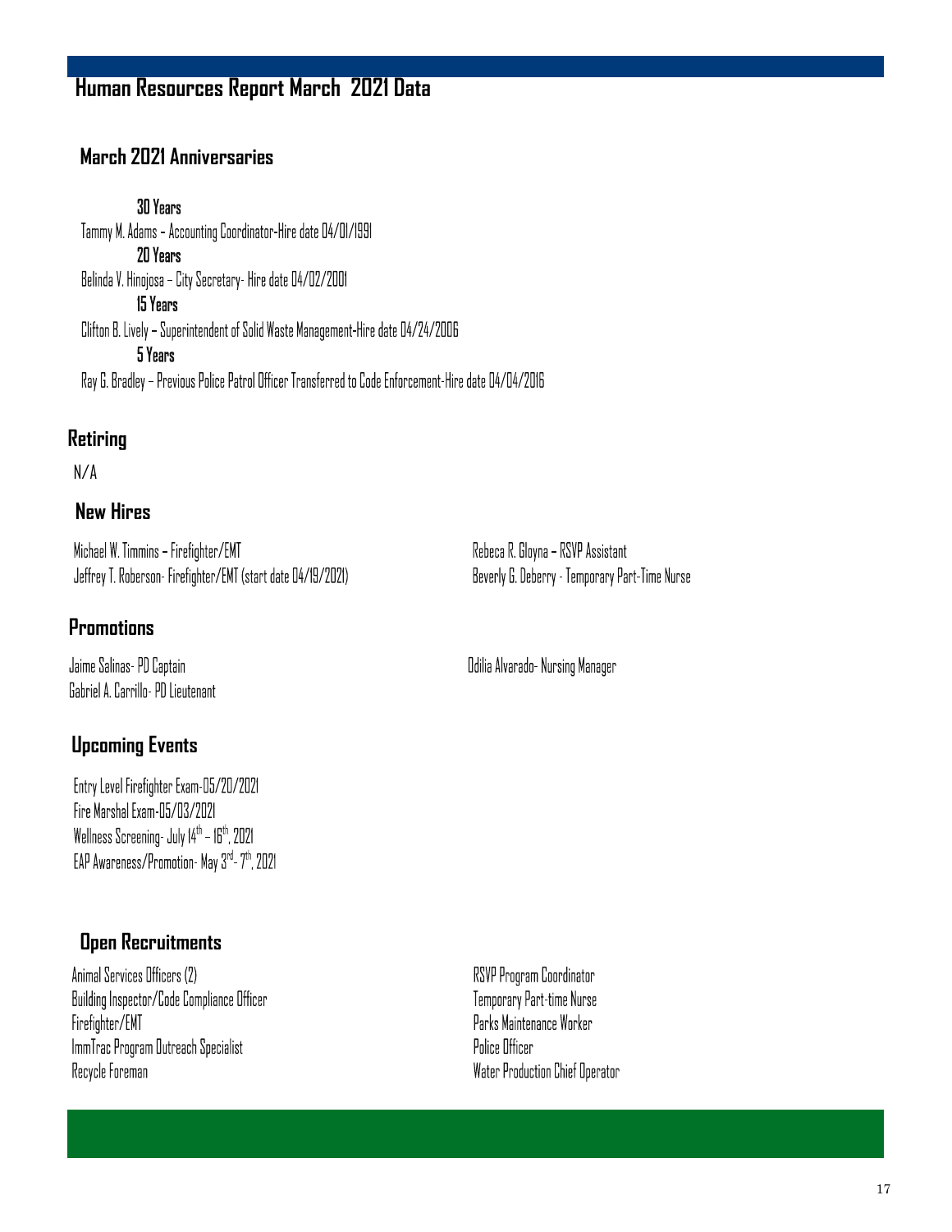# Human Resources Report March 2021 Data

## March 2021 Anniversaries

**30 Years**

Tammy M. Adams – Accounting Coordinator-Hire date 04/01/1991

**20 Years**

Belinda V. Hinojosa – City Secretary- Hire date 04/02/2001

**15 Years**

Clifton B. Lively – Superintendent of Solid Waste Management-Hire date 04/24/2006

**5 Years**

Ray G. Bradley – Previous Police Patrol Officer Transferred to Code Enforcement-Hire date 04/04/2016

## Retiring

N/A

## New Hires

Michael W. Timmins – Firefighter/EMT
Jeffrey T. Roberson- Firefighter/EMT (start date 04/19/2021)
Rebeca R. Gloyna – RSVP Assistant
Beverly G. Deberry - Temporary Part-Time Nurse

## Promotions

Jaime Salinas- PD Captain
Gabriel A. Carrillo- PD Lieutenant
Odilia Alvarado- Nursing Manager

## Upcoming Events

Entry Level Firefighter Exam-05/20/2021
Fire Marshal Exam-05/03/2021
Wellness Screening- July 14th – 16th, 2021
EAP Awareness/Promotion- May 3rd- 7th, 2021

## Open Recruitments

Animal Services Officers (2)
Building Inspector/Code Compliance Officer
Firefighter/EMT
ImmTrac Program Outreach Specialist
Recycle Foreman
RSVP Program Coordinator
Temporary Part-time Nurse
Parks Maintenance Worker
Police Officer
Water Production Chief Operator